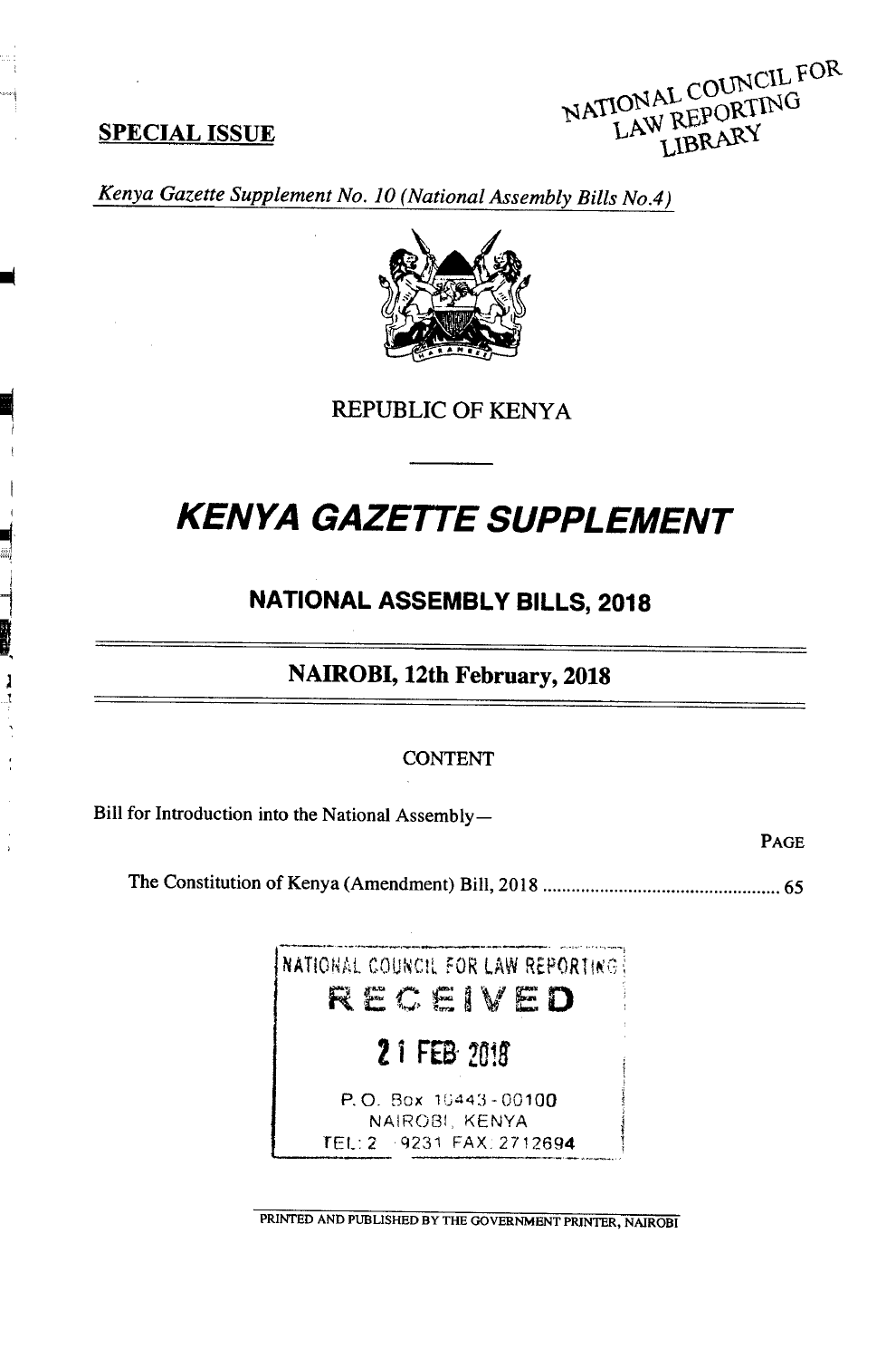**SPECIAL ISSUE**

NATIONAL COUNCIL FOR LAW REPORTING LIBRARY

*Kenya Gazette Supplement No. 10 (National Assembly Bills No.4)*

REPUBLIC OF KENYA

# *KENYA GAZETTE SUPPLEMENT*

## NATIONAL ASSEMBLY BILLS, 2018

### NAIROBI, 12th February, 2018

CONTENT

Bill for Introduction into the National Assembly—

| | PAGE |
|---|---|
| The Constitution of Kenya (Amendment) Bill, 2018 | 65 |

NATIONAL COUNCIL FOR LAW REPORTING
RECEIVED
21 FEB 2018
P. O. Box 10443 - 00100
NAIROBI, KENYA
TEL: 2 9231 FAX. 2712694

PRINTED AND PUBLISHED BY THE GOVERNMENT PRINTER, NAIROBI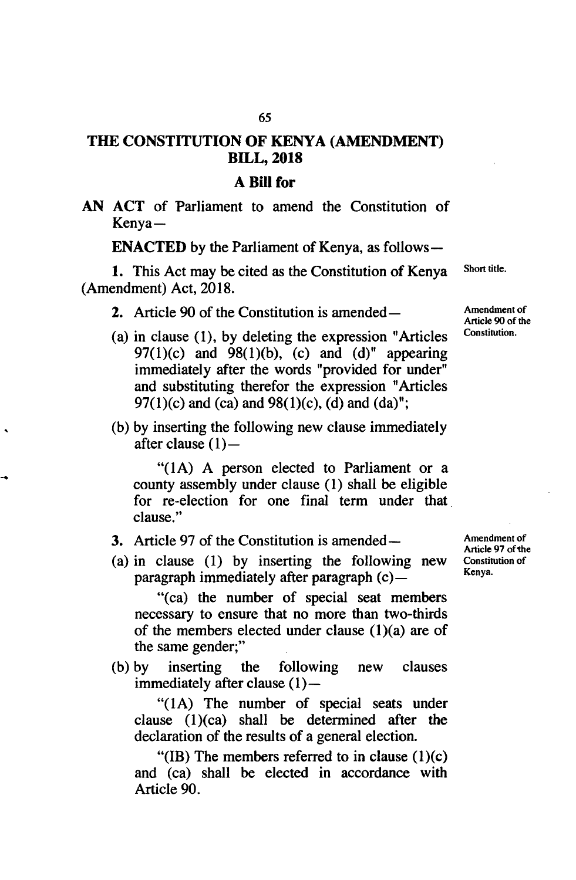# THE CONSTITUTION OF KENYA (AMENDMENT) BILL, 2018

## A Bill for

**AN ACT** of Parliament to amend the Constitution of Kenya—

**ENACTED** by the Parliament of Kenya, as follows—

Short title.

**1.** This Act may be cited as the Constitution of Kenya (Amendment) Act, 2018.

Amendment of Article 90 of the Constitution.

**2.** Article 90 of the Constitution is amended—

(a) in clause (1), by deleting the expression "Articles 97(1)(c) and 98(1)(b), (c) and (d)" appearing immediately after the words "provided for under" and substituting therefor the expression "Articles 97(1)(c) and (ca) and 98(1)(c), (d) and (da)";

(b) by inserting the following new clause immediately after clause (1)—

"(1A) A person elected to Parliament or a county assembly under clause (1) shall be eligible for re-election for one final term under that clause."

Amendment of Article 97 of the Constitution of Kenya.

**3.** Article 97 of the Constitution is amended—

(a) in clause (1) by inserting the following new paragraph immediately after paragraph (c)—

"(ca) the number of special seat members necessary to ensure that no more than two-thirds of the members elected under clause (1)(a) are of the same gender;"

(b) by inserting the following new clauses immediately after clause (1)—

"(1A) The number of special seats under clause (1)(ca) shall be determined after the declaration of the results of a general election.

"(IB) The members referred to in clause (1)(c) and (ca) shall be elected in accordance with Article 90.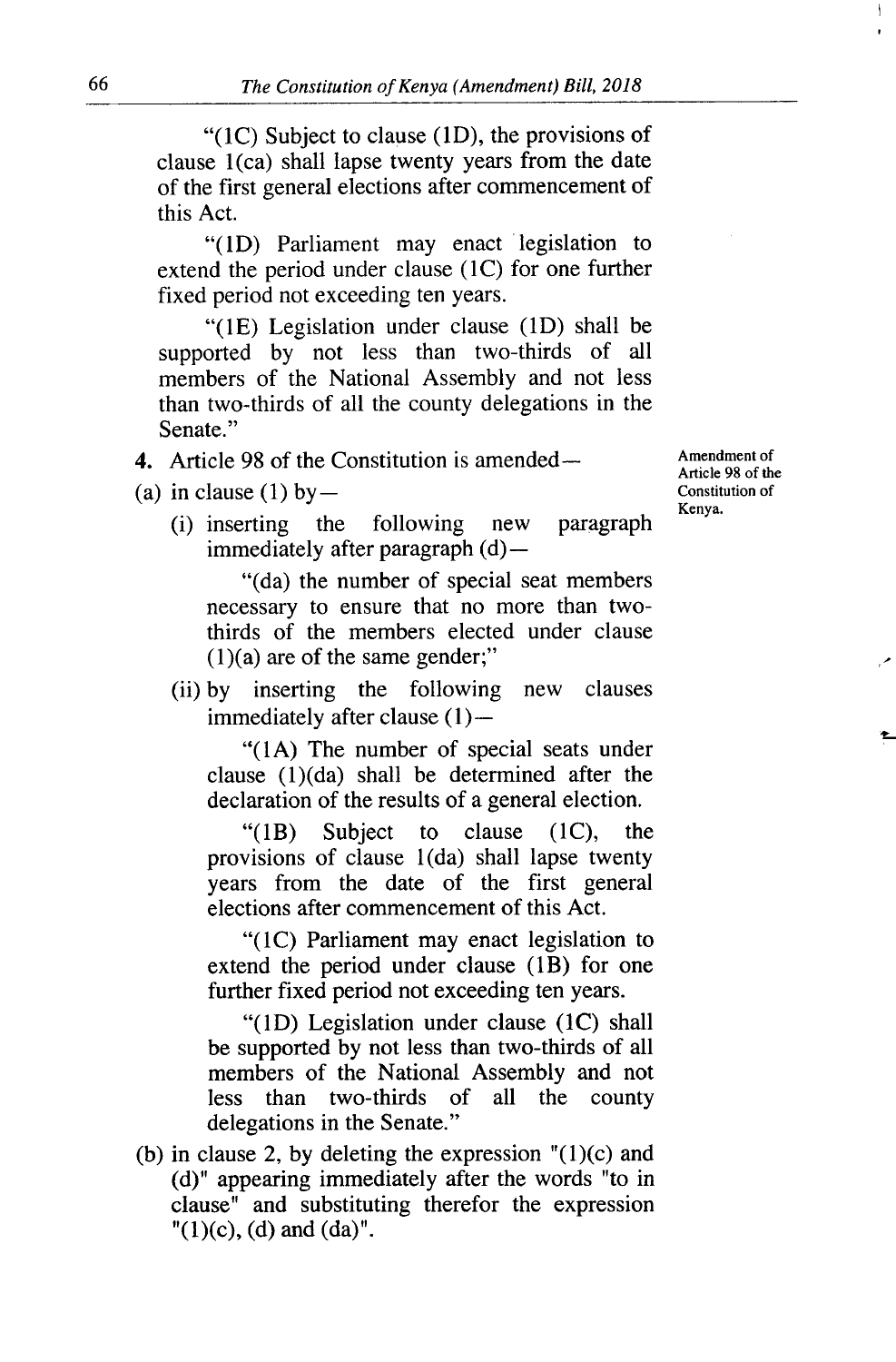"(1C) Subject to clause (1D), the provisions of clause 1(ca) shall lapse twenty years from the date of the first general elections after commencement of this Act.

"(1D) Parliament may enact legislation to extend the period under clause (1C) for one further fixed period not exceeding ten years.

"(1E) Legislation under clause (1D) shall be supported by not less than two-thirds of all members of the National Assembly and not less than two-thirds of all the county delegations in the Senate."

**4.** Article 98 of the Constitution is amended—

*Amendment of Article 98 of the Constitution of Kenya.*

(a) in clause (1) by—

(i) inserting the following new paragraph immediately after paragraph (d)—

"(da) the number of special seat members necessary to ensure that no more than two-thirds of the members elected under clause (1)(a) are of the same gender;"

(ii) by inserting the following new clauses immediately after clause (1)—

"(1A) The number of special seats under clause (1)(da) shall be determined after the declaration of the results of a general election.

"(1B) Subject to clause (1C), the provisions of clause 1(da) shall lapse twenty years from the date of the first general elections after commencement of this Act.

"(1C) Parliament may enact legislation to extend the period under clause (1B) for one further fixed period not exceeding ten years.

"(1D) Legislation under clause (1C) shall be supported by not less than two-thirds of all members of the National Assembly and not less than two-thirds of all the county delegations in the Senate."

(b) in clause 2, by deleting the expression "(1)(c) and (d)" appearing immediately after the words "to in clause" and substituting therefor the expression "(1)(c), (d) and (da)".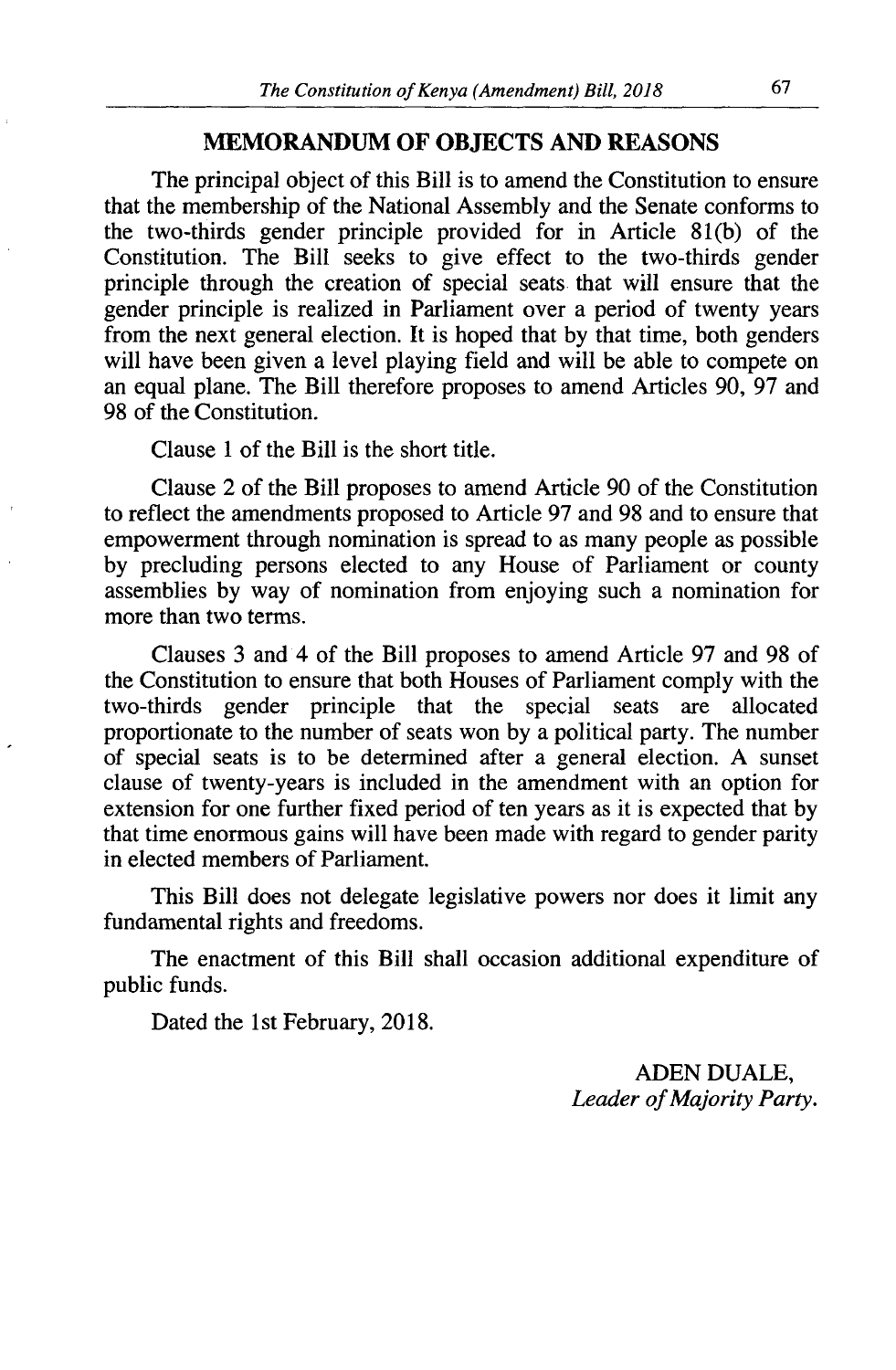## MEMORANDUM OF OBJECTS AND REASONS

The principal object of this Bill is to amend the Constitution to ensure that the membership of the National Assembly and the Senate conforms to the two-thirds gender principle provided for in Article 81(b) of the Constitution. The Bill seeks to give effect to the two-thirds gender principle through the creation of special seats that will ensure that the gender principle is realized in Parliament over a period of twenty years from the next general election. It is hoped that by that time, both genders will have been given a level playing field and will be able to compete on an equal plane. The Bill therefore proposes to amend Articles 90, 97 and 98 of the Constitution.

Clause 1 of the Bill is the short title.

Clause 2 of the Bill proposes to amend Article 90 of the Constitution to reflect the amendments proposed to Article 97 and 98 and to ensure that empowerment through nomination is spread to as many people as possible by precluding persons elected to any House of Parliament or county assemblies by way of nomination from enjoying such a nomination for more than two terms.

Clauses 3 and 4 of the Bill proposes to amend Article 97 and 98 of the Constitution to ensure that both Houses of Parliament comply with the two-thirds gender principle that the special seats are allocated proportionate to the number of seats won by a political party. The number of special seats is to be determined after a general election. A sunset clause of twenty-years is included in the amendment with an option for extension for one further fixed period of ten years as it is expected that by that time enormous gains will have been made with regard to gender parity in elected members of Parliament.

This Bill does not delegate legislative powers nor does it limit any fundamental rights and freedoms.

The enactment of this Bill shall occasion additional expenditure of public funds.

Dated the 1st February, 2018.

ADEN DUALE,
*Leader of Majority Party.*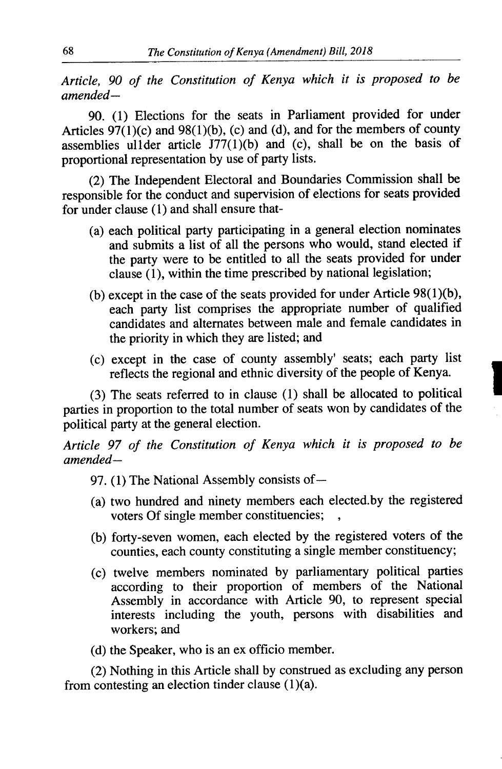*Article, 90 of the Constitution of Kenya which it is proposed to be amended—*

90. (1) Elections for the seats in Parliament provided for under Articles 97(1)(c) and 98(1)(b), (c) and (d), and for the members of county assemblies ullder article J77(1)(b) and (c), shall be on the basis of proportional representation by use of party lists.

(2) The Independent Electoral and Boundaries Commission shall be responsible for the conduct and supervision of elections for seats provided for under clause (1) and shall ensure that-

(a) each political party participating in a general election nominates and submits a list of all the persons who would, stand elected if the party were to be entitled to all the seats provided for under clause (1), within the time prescribed by national legislation;

(b) except in the case of the seats provided for under Article 98(1)(b), each party list comprises the appropriate number of qualified candidates and alternates between male and female candidates in the priority in which they are listed; and

(c) except in the case of county assembly' seats; each party list reflects the regional and ethnic diversity of the people of Kenya.

(3) The seats referred to in clause (1) shall be allocated to political parties in proportion to the total number of seats won by candidates of the political party at the general election.

*Article 97 of the Constitution of Kenya which it is proposed to be amended—*

97. (1) The National Assembly consists of—

(a) two hundred and ninety members each elected.by the registered voters Of single member constituencies; ,

(b) forty-seven women, each elected by the registered voters of the counties, each county constituting a single member constituency;

(c) twelve members nominated by parliamentary political parties according to their proportion of members of the National Assembly in accordance with Article 90, to represent special interests including the youth, persons with disabilities and workers; and

(d) the Speaker, who is an ex officio member.

(2) Nothing in this Article shall by construed as excluding any person from contesting an election tinder clause (1)(a).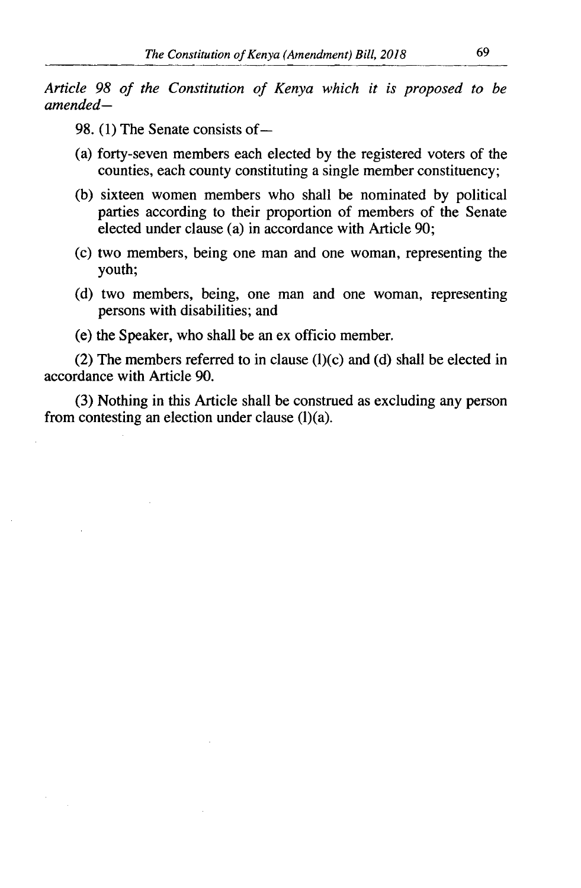*Article 98 of the Constitution of Kenya which it is proposed to be amended—*

98. (1) The Senate consists of—

(a) forty-seven members each elected by the registered voters of the counties, each county constituting a single member constituency;

(b) sixteen women members who shall be nominated by political parties according to their proportion of members of the Senate elected under clause (a) in accordance with Article 90;

(c) two members, being one man and one woman, representing the youth;

(d) two members, being, one man and one woman, representing persons with disabilities; and

(e) the Speaker, who shall be an ex officio member.

(2) The members referred to in clause (l)(c) and (d) shall be elected in accordance with Article 90.

(3) Nothing in this Article shall be construed as excluding any person from contesting an election under clause (l)(a).